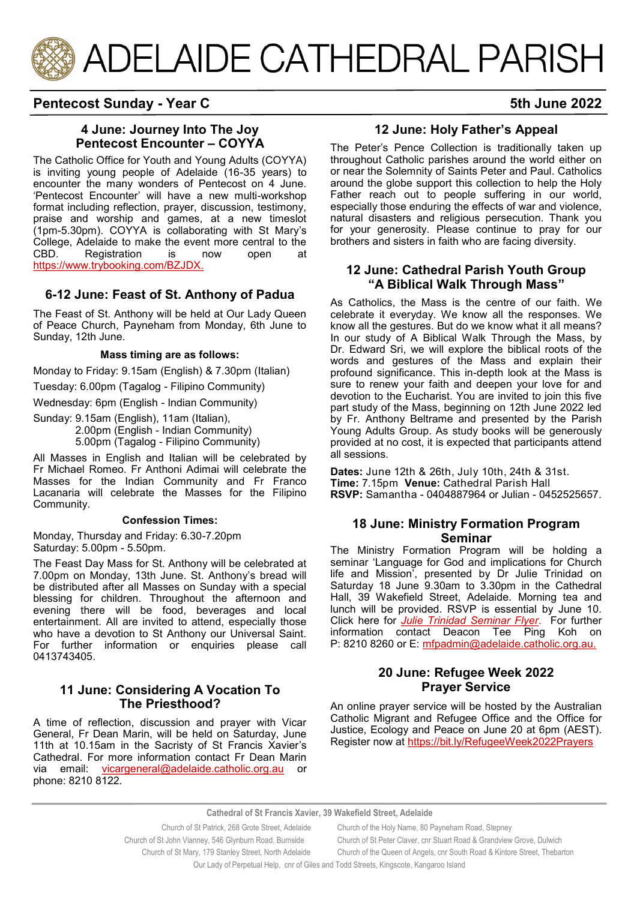# ADELAIDE CATHEDRAL PARISH

**Pentecost Sunday - Year C** **5th June 2022**

## 4 June: Journey Into The Joy Pentecost Encounter – COYYA

The Catholic Office for Youth and Young Adults (COYYA) is inviting young people of Adelaide (16-35 years) to encounter the many wonders of Pentecost on 4 June. 'Pentecost Encounter' will have a new multi-workshop format including reflection, prayer, discussion, testimony, praise and worship and games, at a new timeslot (1pm-5.30pm). COYYA is collaborating with St Mary's College, Adelaide to make the event more central to the CBD. Registration is now open at https://www.trybooking.com/BZJDX.

## 6-12 June: Feast of St. Anthony of Padua

The Feast of St. Anthony will be held at Our Lady Queen of Peace Church, Payneham from Monday, 6th June to Sunday, 12th June.

**Mass timing are as follows:**

Monday to Friday: 9.15am (English) & 7.30pm (Italian)

Tuesday: 6.00pm (Tagalog - Filipino Community)

Wednesday: 6pm (English - Indian Community)

Sunday: 9.15am (English), 11am (Italian),
2.00pm (English - Indian Community)
5.00pm (Tagalog - Filipino Community)

All Masses in English and Italian will be celebrated by Fr Michael Romeo. Fr Anthoni Adimai will celebrate the Masses for the Indian Community and Fr Franco Lacanaria will celebrate the Masses for the Filipino Community.

**Confession Times:**

Monday, Thursday and Friday: 6.30-7.20pm
Saturday: 5.00pm - 5.50pm.

The Feast Day Mass for St. Anthony will be celebrated at 7.00pm on Monday, 13th June. St. Anthony's bread will be distributed after all Masses on Sunday with a special blessing for children. Throughout the afternoon and evening there will be food, beverages and local entertainment. All are invited to attend, especially those who have a devotion to St Anthony our Universal Saint. For further information or enquiries please call 0413743405.

## 11 June: Considering A Vocation To The Priesthood?

A time of reflection, discussion and prayer with Vicar General, Fr Dean Marin, will be held on Saturday, June 11th at 10.15am in the Sacristy of St Francis Xavier's Cathedral. For more information contact Fr Dean Marin via email: vicargeneral@adelaide.catholic.org.au or phone: 8210 8122.

## 12 June: Holy Father's Appeal

The Peter's Pence Collection is traditionally taken up throughout Catholic parishes around the world either on or near the Solemnity of Saints Peter and Paul. Catholics around the globe support this collection to help the Holy Father reach out to people suffering in our world, especially those enduring the effects of war and violence, natural disasters and religious persecution. Thank you for your generosity. Please continue to pray for our brothers and sisters in faith who are facing diversity.

## 12 June: Cathedral Parish Youth Group "A Biblical Walk Through Mass"

As Catholics, the Mass is the centre of our faith. We celebrate it everyday. We know all the responses. We know all the gestures. But do we know what it all means? In our study of A Biblical Walk Through the Mass, by Dr. Edward Sri, we will explore the biblical roots of the words and gestures of the Mass and explain their profound significance. This in-depth look at the Mass is sure to renew your faith and deepen your love for and devotion to the Eucharist. You are invited to join this five part study of the Mass, beginning on 12th June 2022 led by Fr. Anthony Beltrame and presented by the Parish Young Adults Group. As study books will be generously provided at no cost, it is expected that participants attend all sessions.

**Dates:** June 12th & 26th, July 10th, 24th & 31st.
**Time:** 7.15pm **Venue:** Cathedral Parish Hall
**RSVP:** Samantha - 0404887964 or Julian - 0452525657.

## 18 June: Ministry Formation Program Seminar

The Ministry Formation Program will be holding a seminar 'Language for God and implications for Church life and Mission', presented by Dr Julie Trinidad on Saturday 18 June 9.30am to 3.30pm in the Cathedral Hall, 39 Wakefield Street, Adelaide. Morning tea and lunch will be provided. RSVP is essential by June 10. Click here for *Julie Trinidad Seminar Flyer*. For further information contact Deacon Tee Ping Koh on P: 8210 8260 or E: mfpadmin@adelaide.catholic.org.au.

## 20 June: Refugee Week 2022 Prayer Service

An online prayer service will be hosted by the Australian Catholic Migrant and Refugee Office and the Office for Justice, Ecology and Peace on June 20 at 6pm (AEST). Register now at https://bit.ly/RefugeeWeek2022Prayers

**Cathedral of St Francis Xavier, 39 Wakefield Street, Adelaide**

Church of St Patrick, 268 Grote Street, Adelaide
Church of St John Vianney, 546 Glynburn Road, Burnside
Church of St Mary, 179 Stanley Street, North Adelaide
Church of the Holy Name, 80 Payneham Road, Stepney
Church of St Peter Claver, cnr Stuart Road & Grandview Grove, Dulwich
Church of the Queen of Angels, cnr South Road & Kintore Street, Thebarton
Our Lady of Perpetual Help, cnr of Giles and Todd Streets, Kingscote, Kangaroo Island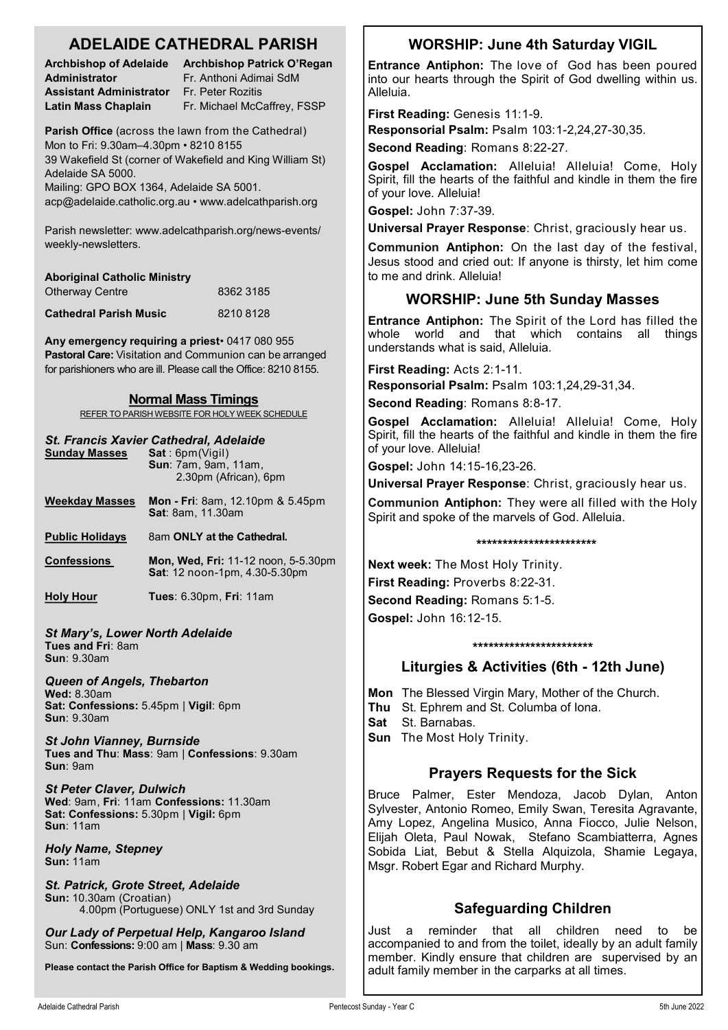# ADELAIDE CATHEDRAL PARISH

**Archbishop of Adelaide** — **Archbishop Patrick O'Regan**
**Administrator** — Fr. Anthoni Adimai SdM
**Assistant Administrator** — Fr. Peter Rozitis
**Latin Mass Chaplain** — Fr. Michael McCaffrey, FSSP

**Parish Office** (across the lawn from the Cathedral)
Mon to Fri: 9.30am–4.30pm • 8210 8155
39 Wakefield St (corner of Wakefield and King William St)
Adelaide SA 5000.
Mailing: GPO BOX 1364, Adelaide SA 5001.
acp@adelaide.catholic.org.au • www.adelcathparish.org

Parish newsletter: www.adelcathparish.org/news-events/weekly-newsletters.

**Aboriginal Catholic Ministry**
Otherway Centre — 8362 3185

**Cathedral Parish Music** — 8210 8128

**Any emergency requiring a priest**• 0417 080 955
**Pastoral Care:** Visitation and Communion can be arranged for parishioners who are ill. Please call the Office: 8210 8155.

## Normal Mass Timings

REFER TO PARISH WEBSITE FOR HOLY WEEK SCHEDULE

### *St. Francis Xavier Cathedral, Adelaide*

**Sunday Masses** — **Sat** : 6pm(Vigil)
**Sun**: 7am, 9am, 11am, 2.30pm (African), 6pm

**Weekday Masses** — **Mon - Fri**: 8am, 12.10pm & 5.45pm
**Sat**: 8am, 11.30am

**Public Holidays** — 8am **ONLY at the Cathedral.**

**Confessions** — **Mon, Wed, Fri:** 11-12 noon, 5-5.30pm
**Sat**: 12 noon-1pm, 4.30-5.30pm

**Holy Hour** — **Tues**: 6.30pm, **Fri**: 11am

### *St Mary's, Lower North Adelaide*
**Tues and Fri**: 8am
**Sun**: 9.30am

### *Queen of Angels, Thebarton*
**Wed:** 8.30am
**Sat: Confessions:** 5.45pm | **Vigil**: 6pm
**Sun**: 9.30am

### *St John Vianney, Burnside*
**Tues and Thu**: **Mass**: 9am | **Confessions**: 9.30am
**Sun**: 9am

### *St Peter Claver, Dulwich*
**Wed**: 9am, **Fri**: 11am **Confessions:** 11.30am
**Sat: Confessions:** 5.30pm | **Vigil:** 6pm
**Sun**: 11am

### *Holy Name, Stepney*
**Sun:** 11am

### *St. Patrick, Grote Street, Adelaide*
**Sun:** 10.30am (Croatian)
4.00pm (Portuguese) ONLY 1st and 3rd Sunday

### *Our Lady of Perpetual Help, Kangaroo Island*
Sun: **Confessions:** 9:00 am | **Mass**: 9.30 am

**Please contact the Parish Office for Baptism & Wedding bookings.**

## WORSHIP: June 4th Saturday VIGIL

**Entrance Antiphon:** The love of God has been poured into our hearts through the Spirit of God dwelling within us. Alleluia.

**First Reading:** Genesis 11:1-9.

**Responsorial Psalm:** Psalm 103:1-2,24,27-30,35.

**Second Reading**: Romans 8:22-27.

**Gospel Acclamation:** Alleluia! Alleluia! Come, Holy Spirit, fill the hearts of the faithful and kindle in them the fire of your love. Alleluia!

**Gospel:** John 7:37-39.

**Universal Prayer Response**: Christ, graciously hear us.

**Communion Antiphon:** On the last day of the festival, Jesus stood and cried out: If anyone is thirsty, let him come to me and drink. Alleluia!

## WORSHIP: June 5th Sunday Masses

**Entrance Antiphon:** The Spirit of the Lord has filled the whole world and that which contains all things understands what is said, Alleluia.

**First Reading:** Acts 2:1-11.

**Responsorial Psalm:** Psalm 103:1,24,29-31,34.

**Second Reading**: Romans 8:8-17.

**Gospel Acclamation:** Alleluia! Alleluia! Come, Holy Spirit, fill the hearts of the faithful and kindle in them the fire of your love. Alleluia!

**Gospel:** John 14:15-16,23-26.

**Universal Prayer Response**: Christ, graciously hear us.

**Communion Antiphon:** They were all filled with the Holy Spirit and spoke of the marvels of God. Alleluia.

***********************

**Next week:** The Most Holy Trinity.

**First Reading:** Proverbs 8:22-31.

**Second Reading:** Romans 5:1-5.

**Gospel:** John 16:12-15.

***********************

## Liturgies & Activities (6th - 12th June)

**Mon** The Blessed Virgin Mary, Mother of the Church.
**Thu** St. Ephrem and St. Columba of Iona.
**Sat** St. Barnabas.
**Sun** The Most Holy Trinity.

## Prayers Requests for the Sick

Bruce Palmer, Ester Mendoza, Jacob Dylan, Anton Sylvester, Antonio Romeo, Emily Swan, Teresita Agravante, Amy Lopez, Angelina Musico, Anna Fiocco, Julie Nelson, Elijah Oleta, Paul Nowak, Stefano Scambiatterra, Agnes Sobida Liat, Bebut & Stella Alquizola, Shamie Legaya, Msgr. Robert Egar and Richard Murphy.

## Safeguarding Children

Just a reminder that all children need to be accompanied to and from the toilet, ideally by an adult family member. Kindly ensure that children are supervised by an adult family member in the carparks at all times.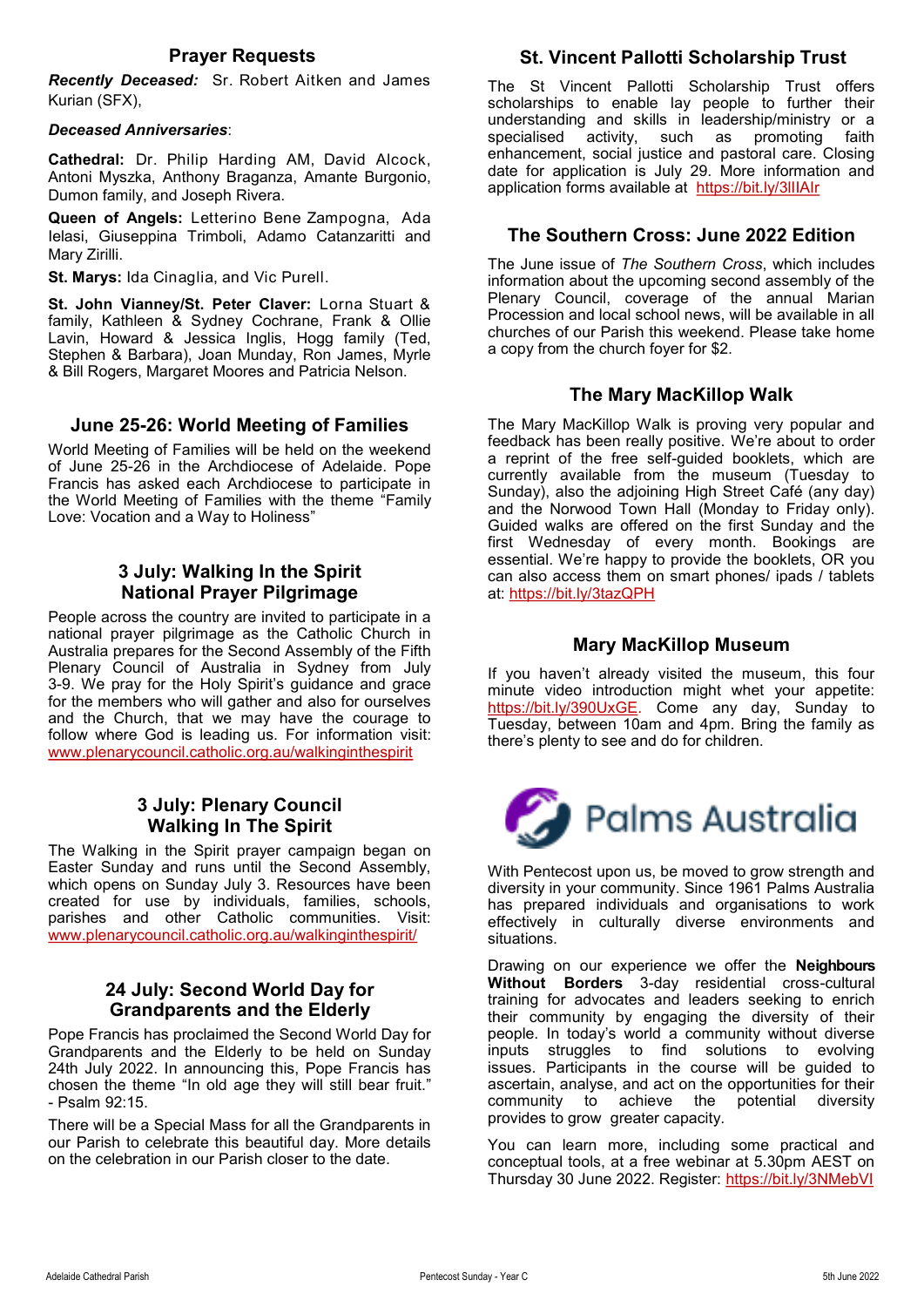## Prayer Requests

***Recently Deceased:*** Sr. Robert Aitken and James Kurian (SFX),

***Deceased Anniversaries***:

**Cathedral:** Dr. Philip Harding AM, David Alcock, Antoni Myszka, Anthony Braganza, Amante Burgonio, Dumon family, and Joseph Rivera.

**Queen of Angels:** Letterino Bene Zampogna, Ada Ielasi, Giuseppina Trimboli, Adamo Catanzaritti and Mary Zirilli.

**St. Marys:** Ida Cinaglia, and Vic Purell.

**St. John Vianney/St. Peter Claver:** Lorna Stuart & family, Kathleen & Sydney Cochrane, Frank & Ollie Lavin, Howard & Jessica Inglis, Hogg family (Ted, Stephen & Barbara), Joan Munday, Ron James, Myrle & Bill Rogers, Margaret Moores and Patricia Nelson.

## June 25-26: World Meeting of Families

World Meeting of Families will be held on the weekend of June 25-26 in the Archdiocese of Adelaide. Pope Francis has asked each Archdiocese to participate in the World Meeting of Families with the theme "Family Love: Vocation and a Way to Holiness"

## 3 July: Walking In the Spirit National Prayer Pilgrimage

People across the country are invited to participate in a national prayer pilgrimage as the Catholic Church in Australia prepares for the Second Assembly of the Fifth Plenary Council of Australia in Sydney from July 3-9. We pray for the Holy Spirit's guidance and grace for the members who will gather and also for ourselves and the Church, that we may have the courage to follow where God is leading us. For information visit: www.plenarycouncil.catholic.org.au/walkinginthespirit

## 3 July: Plenary Council Walking In The Spirit

The Walking in the Spirit prayer campaign began on Easter Sunday and runs until the Second Assembly, which opens on Sunday July 3. Resources have been created for use by individuals, families, schools, parishes and other Catholic communities. Visit: www.plenarycouncil.catholic.org.au/walkinginthespirit/

## 24 July: Second World Day for Grandparents and the Elderly

Pope Francis has proclaimed the Second World Day for Grandparents and the Elderly to be held on Sunday 24th July 2022. In announcing this, Pope Francis has chosen the theme "In old age they will still bear fruit." - Psalm 92:15.

There will be a Special Mass for all the Grandparents in our Parish to celebrate this beautiful day. More details on the celebration in our Parish closer to the date.

## St. Vincent Pallotti Scholarship Trust

The St Vincent Pallotti Scholarship Trust offers scholarships to enable lay people to further their understanding and skills in leadership/ministry or a specialised activity, such as promoting faith enhancement, social justice and pastoral care. Closing date for application is July 29. More information and application forms available at https://bit.ly/3lIIAlr

## The Southern Cross: June 2022 Edition

The June issue of *The Southern Cross*, which includes information about the upcoming second assembly of the Plenary Council, coverage of the annual Marian Procession and local school news, will be available in all churches of our Parish this weekend. Please take home a copy from the church foyer for $2.

## The Mary MacKillop Walk

The Mary MacKillop Walk is proving very popular and feedback has been really positive. We're about to order a reprint of the free self-guided booklets, which are currently available from the museum (Tuesday to Sunday), also the adjoining High Street Café (any day) and the Norwood Town Hall (Monday to Friday only). Guided walks are offered on the first Sunday and the first Wednesday of every month. Bookings are essential. We're happy to provide the booklets, OR you can also access them on smart phones/ ipads / tablets at: https://bit.ly/3tazQPH

## Mary MacKillop Museum

If you haven't already visited the museum, this four minute video introduction might whet your appetite: https://bit.ly/390UxGE. Come any day, Sunday to Tuesday, between 10am and 4pm. Bring the family as there's plenty to see and do for children.

## Palms Australia

With Pentecost upon us, be moved to grow strength and diversity in your community. Since 1961 Palms Australia has prepared individuals and organisations to work effectively in culturally diverse environments and situations.

Drawing on our experience we offer the **Neighbours Without Borders** 3-day residential cross-cultural training for advocates and leaders seeking to enrich their community by engaging the diversity of their people. In today's world a community without diverse inputs struggles to find solutions to evolving issues. Participants in the course will be guided to ascertain, analyse, and act on the opportunities for their community to achieve the potential diversity provides to grow greater capacity.

You can learn more, including some practical and conceptual tools, at a free webinar at 5.30pm AEST on Thursday 30 June 2022. Register: https://bit.ly/3NMebVI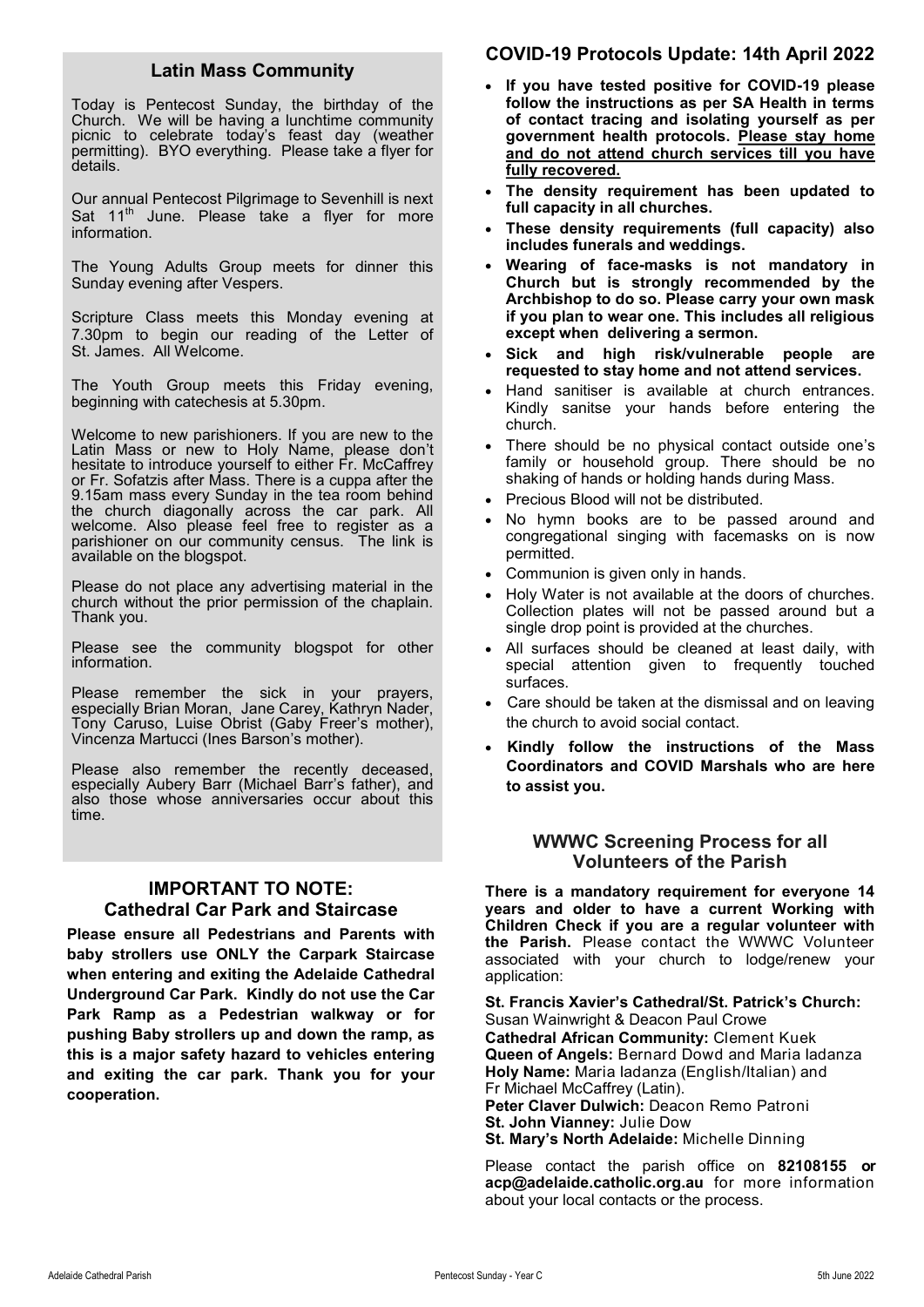## Latin Mass Community

Today is Pentecost Sunday, the birthday of the Church. We will be having a lunchtime community picnic to celebrate today's feast day (weather permitting). BYO everything. Please take a flyer for details.

Our annual Pentecost Pilgrimage to Sevenhill is next Sat 11th June. Please take a flyer for more information.

The Young Adults Group meets for dinner this Sunday evening after Vespers.

Scripture Class meets this Monday evening at 7.30pm to begin our reading of the Letter of St. James. All Welcome.

The Youth Group meets this Friday evening, beginning with catechesis at 5.30pm.

Welcome to new parishioners. If you are new to the Latin Mass or new to Holy Name, please don't hesitate to introduce yourself to either Fr. McCaffrey or Fr. Sofatzis after Mass. There is a cuppa after the 9.15am mass every Sunday in the tea room behind the church diagonally across the car park. All welcome. Also please feel free to register as a parishioner on our community census. The link is available on the blogspot.

Please do not place any advertising material in the church without the prior permission of the chaplain. Thank you.

Please see the community blogspot for other information.

Please remember the sick in your prayers, especially Brian Moran, Jane Carey, Kathryn Nader, Tony Caruso, Luise Obrist (Gaby Freer's mother), Vincenza Martucci (Ines Barson's mother).

Please also remember the recently deceased, especially Aubery Barr (Michael Barr's father), and also those whose anniversaries occur about this time.

## IMPORTANT TO NOTE: Cathedral Car Park and Staircase

**Please ensure all Pedestrians and Parents with baby strollers use ONLY the Carpark Staircase when entering and exiting the Adelaide Cathedral Underground Car Park. Kindly do not use the Car Park Ramp as a Pedestrian walkway or for pushing Baby strollers up and down the ramp, as this is a major safety hazard to vehicles entering and exiting the car park. Thank you for your cooperation.**

## COVID-19 Protocols Update: 14th April 2022

- **If you have tested positive for COVID-19 please follow the instructions as per SA Health in terms of contact tracing and isolating yourself as per government health protocols. Please stay home and do not attend church services till you have fully recovered.**
- **The density requirement has been updated to full capacity in all churches.**
- **These density requirements (full capacity) also includes funerals and weddings.**
- **Wearing of face-masks is not mandatory in Church but is strongly recommended by the Archbishop to do so. Please carry your own mask if you plan to wear one. This includes all religious except when delivering a sermon.**
- **Sick and high risk/vulnerable people are requested to stay home and not attend services.**
- Hand sanitiser is available at church entrances. Kindly sanitse your hands before entering the church.
- There should be no physical contact outside one's family or household group. There should be no shaking of hands or holding hands during Mass.
- Precious Blood will not be distributed.
- No hymn books are to be passed around and congregational singing with facemasks on is now permitted.
- Communion is given only in hands.
- Holy Water is not available at the doors of churches. Collection plates will not be passed around but a single drop point is provided at the churches.
- All surfaces should be cleaned at least daily, with special attention given to frequently touched surfaces.
- Care should be taken at the dismissal and on leaving the church to avoid social contact.
- **Kindly follow the instructions of the Mass Coordinators and COVID Marshals who are here to assist you.**

## WWWC Screening Process for all Volunteers of the Parish

**There is a mandatory requirement for everyone 14 years and older to have a current Working with Children Check if you are a regular volunteer with the Parish.** Please contact the WWWC Volunteer associated with your church to lodge/renew your application:

**St. Francis Xavier's Cathedral/St. Patrick's Church:** Susan Wainwright & Deacon Paul Crowe
**Cathedral African Community:** Clement Kuek
**Queen of Angels:** Bernard Dowd and Maria Iadanza
**Holy Name:** Maria Iadanza (English/Italian) and Fr Michael McCaffrey (Latin).
**Peter Claver Dulwich:** Deacon Remo Patroni
**St. John Vianney:** Julie Dow
**St. Mary's North Adelaide:** Michelle Dinning

Please contact the parish office on **82108155 or acp@adelaide.catholic.org.au** for more information about your local contacts or the process.